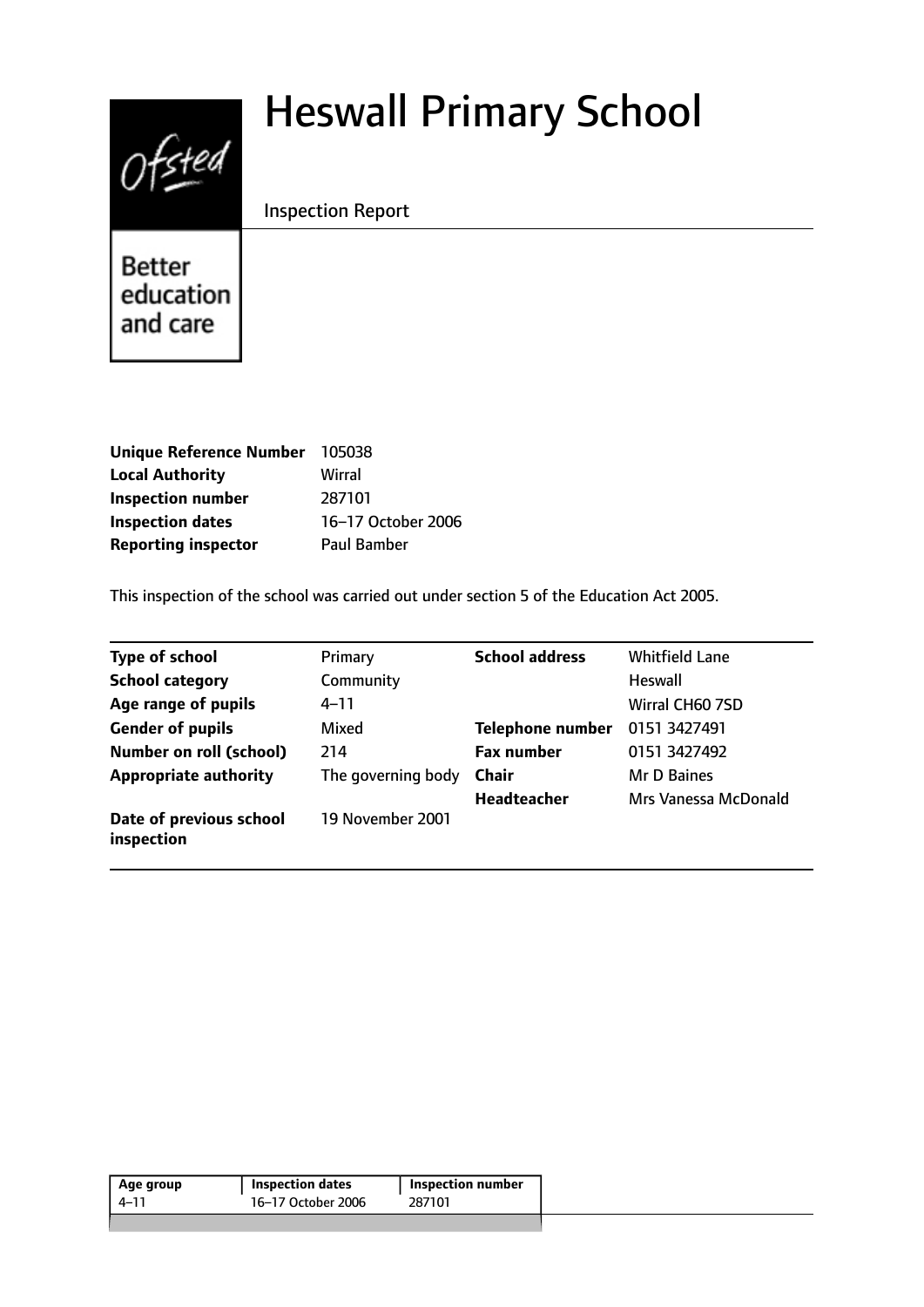# Heswall Primary School

Inspection Report

Better education and care

| | |
|---|---|
| **Unique Reference Number** | 105038 |
| **Local Authority** | Wirral |
| **Inspection number** | 287101 |
| **Inspection dates** | 16–17 October 2006 |
| **Reporting inspector** | Paul Bamber |

This inspection of the school was carried out under section 5 of the Education Act 2005.

| | | | |
|---|---|---|---|
| **Type of school** | Primary | **School address** | Whitfield Lane |
| **School category** | Community | | Heswall |
| **Age range of pupils** | 4–11 | | Wirral CH60 7SD |
| **Gender of pupils** | Mixed | **Telephone number** | 0151 3427491 |
| **Number on roll (school)** | 214 | **Fax number** | 0151 3427492 |
| **Appropriate authority** | The governing body | **Chair** | Mr D Baines |
| | | **Headteacher** | Mrs Vanessa McDonald |
| **Date of previous school inspection** | 19 November 2001 | | |

| Age group | Inspection dates | Inspection number |
|---|---|---|
| 4–11 | 16–17 October 2006 | 287101 |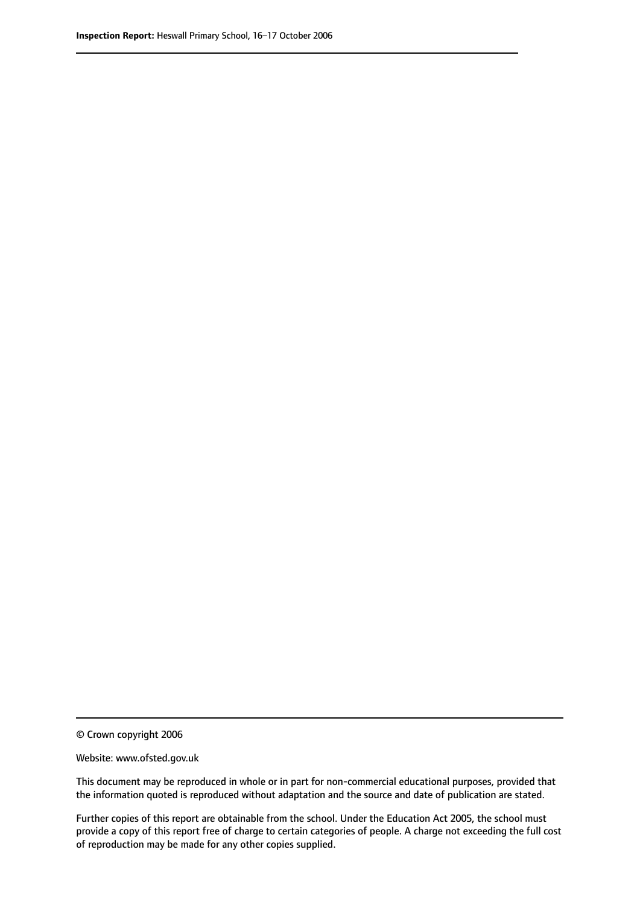© Crown copyright 2006

Website: www.ofsted.gov.uk

This document may be reproduced in whole or in part for non-commercial educational purposes, provided that the information quoted is reproduced without adaptation and the source and date of publication are stated.

Further copies of this report are obtainable from the school. Under the Education Act 2005, the school must provide a copy of this report free of charge to certain categories of people. A charge not exceeding the full cost of reproduction may be made for any other copies supplied.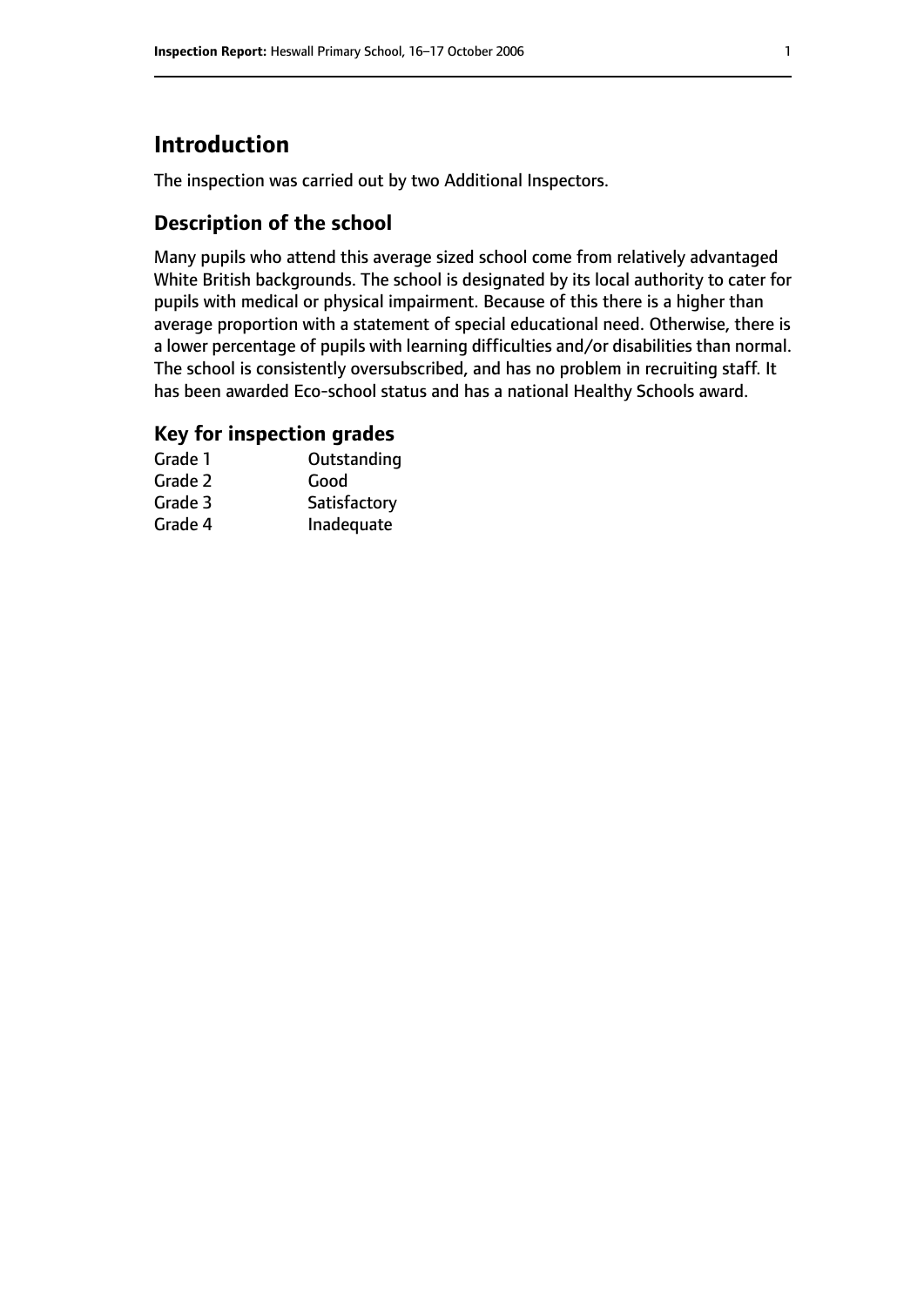# Introduction

The inspection was carried out by two Additional Inspectors.

## Description of the school

Many pupils who attend this average sized school come from relatively advantaged White British backgrounds. The school is designated by its local authority to cater for pupils with medical or physical impairment. Because of this there is a higher than average proportion with a statement of special educational need. Otherwise, there is a lower percentage of pupils with learning difficulties and/or disabilities than normal. The school is consistently oversubscribed, and has no problem in recruiting staff. It has been awarded Eco-school status and has a national Healthy Schools award.

## Key for inspection grades

| | |
|---|---|
| Grade 1 | Outstanding |
| Grade 2 | Good |
| Grade 3 | Satisfactory |
| Grade 4 | Inadequate |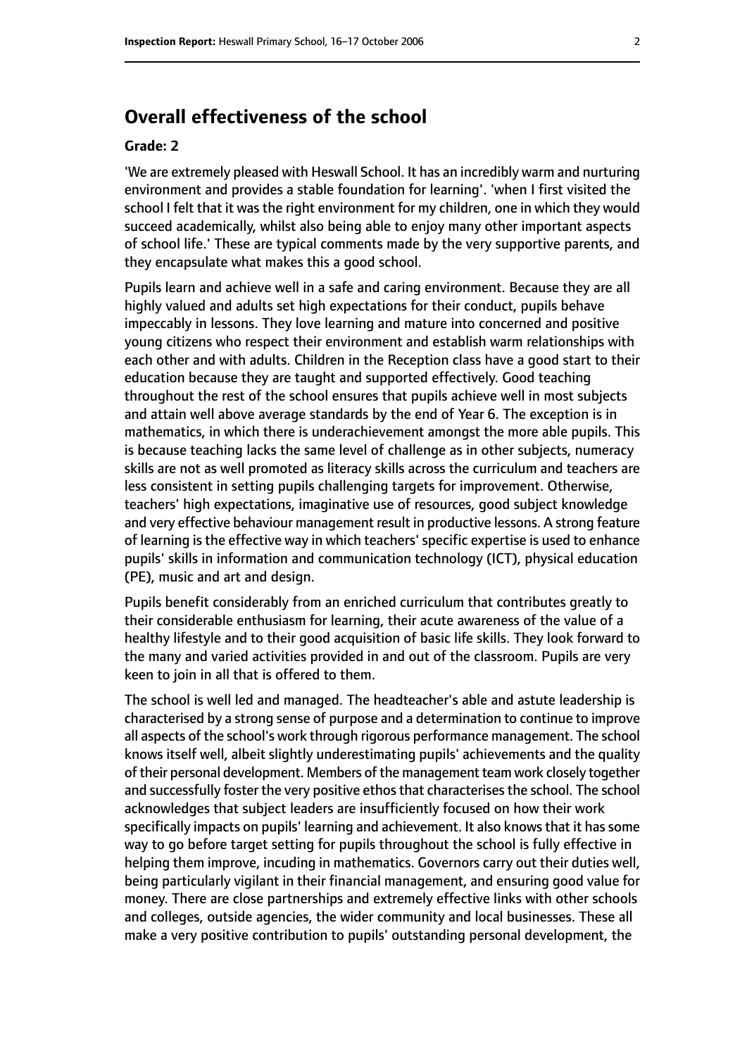## Overall effectiveness of the school

### Grade: 2

'We are extremely pleased with Heswall School. It has an incredibly warm and nurturing environment and provides a stable foundation for learning'. 'when I first visited the school I felt that it was the right environment for my children, one in which they would succeed academically, whilst also being able to enjoy many other important aspects of school life.' These are typical comments made by the very supportive parents, and they encapsulate what makes this a good school.

Pupils learn and achieve well in a safe and caring environment. Because they are all highly valued and adults set high expectations for their conduct, pupils behave impeccably in lessons. They love learning and mature into concerned and positive young citizens who respect their environment and establish warm relationships with each other and with adults. Children in the Reception class have a good start to their education because they are taught and supported effectively. Good teaching throughout the rest of the school ensures that pupils achieve well in most subjects and attain well above average standards by the end of Year 6. The exception is in mathematics, in which there is underachievement amongst the more able pupils. This is because teaching lacks the same level of challenge as in other subjects, numeracy skills are not as well promoted as literacy skills across the curriculum and teachers are less consistent in setting pupils challenging targets for improvement. Otherwise, teachers' high expectations, imaginative use of resources, good subject knowledge and very effective behaviour management result in productive lessons. A strong feature of learning is the effective way in which teachers' specific expertise is used to enhance pupils' skills in information and communication technology (ICT), physical education (PE), music and art and design.

Pupils benefit considerably from an enriched curriculum that contributes greatly to their considerable enthusiasm for learning, their acute awareness of the value of a healthy lifestyle and to their good acquisition of basic life skills. They look forward to the many and varied activities provided in and out of the classroom. Pupils are very keen to join in all that is offered to them.

The school is well led and managed. The headteacher's able and astute leadership is characterised by a strong sense of purpose and a determination to continue to improve all aspects of the school's work through rigorous performance management. The school knows itself well, albeit slightly underestimating pupils' achievements and the quality of their personal development. Members of the management team work closely together and successfully foster the very positive ethos that characterises the school. The school acknowledges that subject leaders are insufficiently focused on how their work specifically impacts on pupils' learning and achievement. It also knows that it has some way to go before target setting for pupils throughout the school is fully effective in helping them improve, incuding in mathematics. Governors carry out their duties well, being particularly vigilant in their financial management, and ensuring good value for money. There are close partnerships and extremely effective links with other schools and colleges, outside agencies, the wider community and local businesses. These all make a very positive contribution to pupils' outstanding personal development, the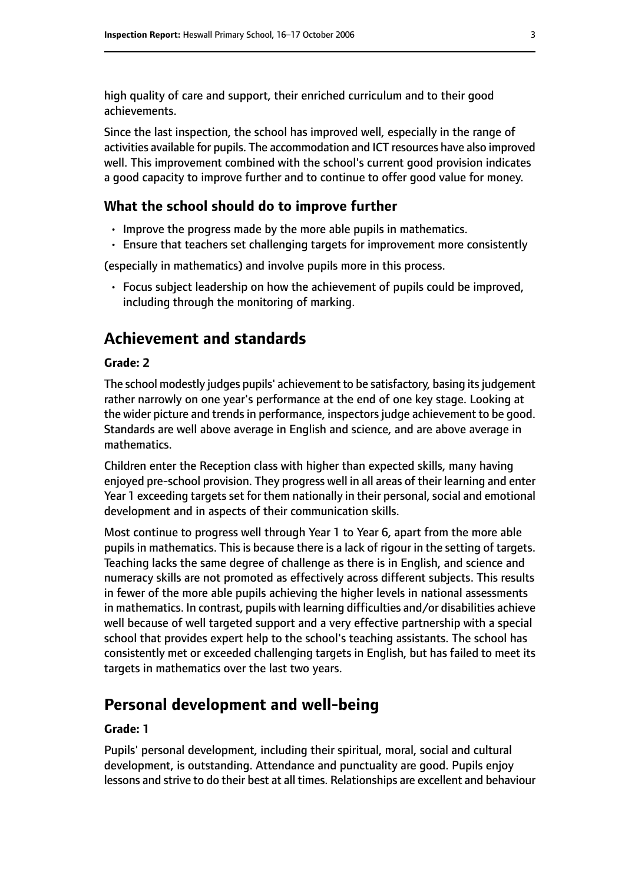high quality of care and support, their enriched curriculum and to their good achievements.

Since the last inspection, the school has improved well, especially in the range of activities available for pupils. The accommodation and ICT resources have also improved well. This improvement combined with the school's current good provision indicates a good capacity to improve further and to continue to offer good value for money.

### What the school should do to improve further

- Improve the progress made by the more able pupils in mathematics.
- Ensure that teachers set challenging targets for improvement more consistently

(especially in mathematics) and involve pupils more in this process.

- Focus subject leadership on how the achievement of pupils could be improved, including through the monitoring of marking.

## Achievement and standards

#### Grade: 2

The school modestly judges pupils' achievement to be satisfactory, basing its judgement rather narrowly on one year's performance at the end of one key stage. Looking at the wider picture and trends in performance, inspectors judge achievement to be good. Standards are well above average in English and science, and are above average in mathematics.

Children enter the Reception class with higher than expected skills, many having enjoyed pre-school provision. They progress well in all areas of their learning and enter Year 1 exceeding targets set for them nationally in their personal, social and emotional development and in aspects of their communication skills.

Most continue to progress well through Year 1 to Year 6, apart from the more able pupils in mathematics. This is because there is a lack of rigour in the setting of targets. Teaching lacks the same degree of challenge as there is in English, and science and numeracy skills are not promoted as effectively across different subjects. This results in fewer of the more able pupils achieving the higher levels in national assessments in mathematics. In contrast, pupils with learning difficulties and/or disabilities achieve well because of well targeted support and a very effective partnership with a special school that provides expert help to the school's teaching assistants. The school has consistently met or exceeded challenging targets in English, but has failed to meet its targets in mathematics over the last two years.

## Personal development and well-being

#### Grade: 1

Pupils' personal development, including their spiritual, moral, social and cultural development, is outstanding. Attendance and punctuality are good. Pupils enjoy lessons and strive to do their best at all times. Relationships are excellent and behaviour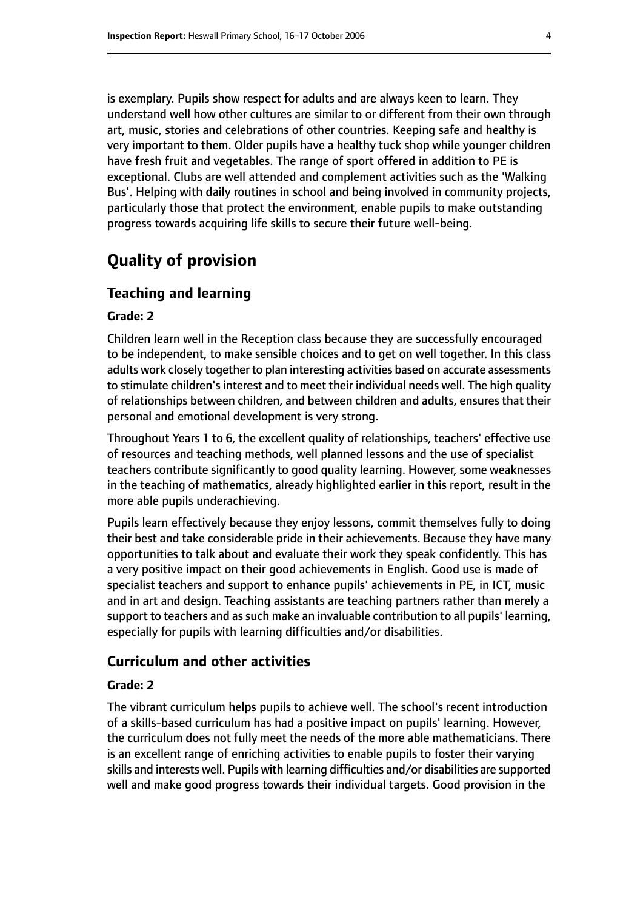is exemplary. Pupils show respect for adults and are always keen to learn. They understand well how other cultures are similar to or different from their own through art, music, stories and celebrations of other countries. Keeping safe and healthy is very important to them. Older pupils have a healthy tuck shop while younger children have fresh fruit and vegetables. The range of sport offered in addition to PE is exceptional. Clubs are well attended and complement activities such as the 'Walking Bus'. Helping with daily routines in school and being involved in community projects, particularly those that protect the environment, enable pupils to make outstanding progress towards acquiring life skills to secure their future well-being.

# Quality of provision

## Teaching and learning

### Grade: 2

Children learn well in the Reception class because they are successfully encouraged to be independent, to make sensible choices and to get on well together. In this class adults work closely together to plan interesting activities based on accurate assessments to stimulate children's interest and to meet their individual needs well. The high quality of relationships between children, and between children and adults, ensures that their personal and emotional development is very strong.

Throughout Years 1 to 6, the excellent quality of relationships, teachers' effective use of resources and teaching methods, well planned lessons and the use of specialist teachers contribute significantly to good quality learning. However, some weaknesses in the teaching of mathematics, already highlighted earlier in this report, result in the more able pupils underachieving.

Pupils learn effectively because they enjoy lessons, commit themselves fully to doing their best and take considerable pride in their achievements. Because they have many opportunities to talk about and evaluate their work they speak confidently. This has a very positive impact on their good achievements in English. Good use is made of specialist teachers and support to enhance pupils' achievements in PE, in ICT, music and in art and design. Teaching assistants are teaching partners rather than merely a support to teachers and as such make an invaluable contribution to all pupils' learning, especially for pupils with learning difficulties and/or disabilities.

## Curriculum and other activities

### Grade: 2

The vibrant curriculum helps pupils to achieve well. The school's recent introduction of a skills-based curriculum has had a positive impact on pupils' learning. However, the curriculum does not fully meet the needs of the more able mathematicians. There is an excellent range of enriching activities to enable pupils to foster their varying skills and interests well. Pupils with learning difficulties and/or disabilities are supported well and make good progress towards their individual targets. Good provision in the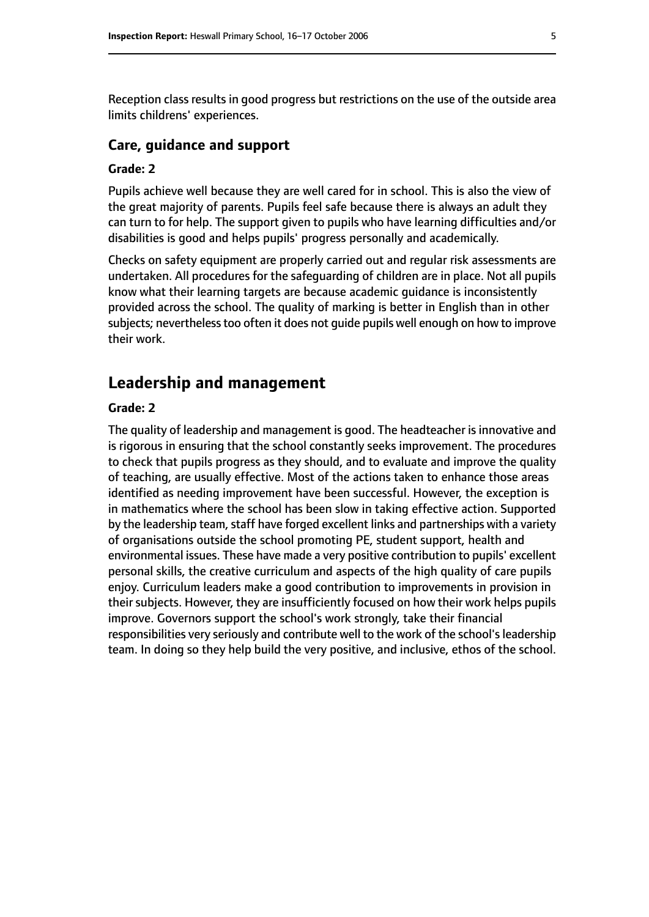Reception class results in good progress but restrictions on the use of the outside area limits childrens' experiences.

### Care, guidance and support

#### Grade: 2

Pupils achieve well because they are well cared for in school. This is also the view of the great majority of parents. Pupils feel safe because there is always an adult they can turn to for help. The support given to pupils who have learning difficulties and/or disabilities is good and helps pupils' progress personally and academically.

Checks on safety equipment are properly carried out and regular risk assessments are undertaken. All procedures for the safeguarding of children are in place. Not all pupils know what their learning targets are because academic guidance is inconsistently provided across the school. The quality of marking is better in English than in other subjects; nevertheless too often it does not guide pupils well enough on how to improve their work.

## Leadership and management

#### Grade: 2

The quality of leadership and management is good. The headteacher is innovative and is rigorous in ensuring that the school constantly seeks improvement. The procedures to check that pupils progress as they should, and to evaluate and improve the quality of teaching, are usually effective. Most of the actions taken to enhance those areas identified as needing improvement have been successful. However, the exception is in mathematics where the school has been slow in taking effective action. Supported by the leadership team, staff have forged excellent links and partnerships with a variety of organisations outside the school promoting PE, student support, health and environmental issues. These have made a very positive contribution to pupils' excellent personal skills, the creative curriculum and aspects of the high quality of care pupils enjoy. Curriculum leaders make a good contribution to improvements in provision in their subjects. However, they are insufficiently focused on how their work helps pupils improve. Governors support the school's work strongly, take their financial responsibilities very seriously and contribute well to the work of the school's leadership team. In doing so they help build the very positive, and inclusive, ethos of the school.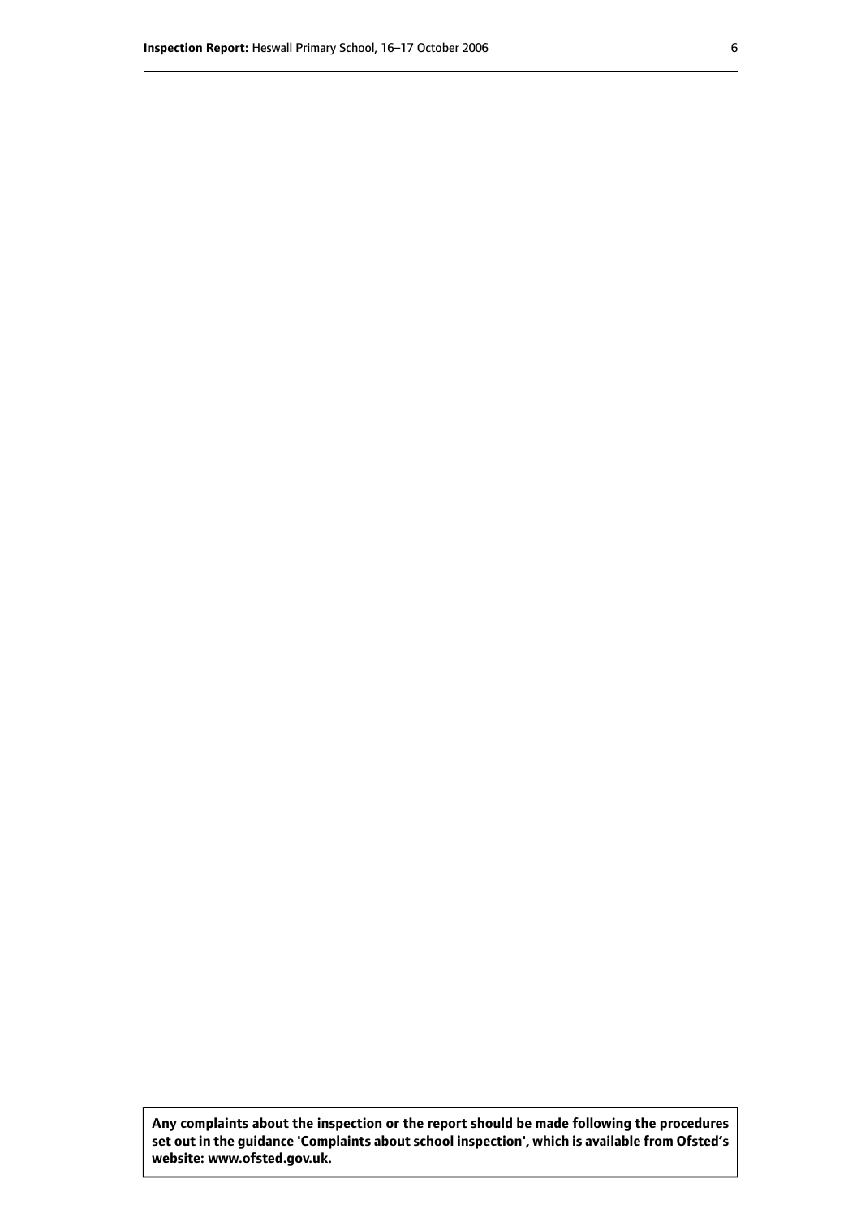**Any complaints about the inspection or the report should be made following the procedures set out in the guidance 'Complaints about school inspection', which is available from Ofsted's website: www.ofsted.gov.uk.**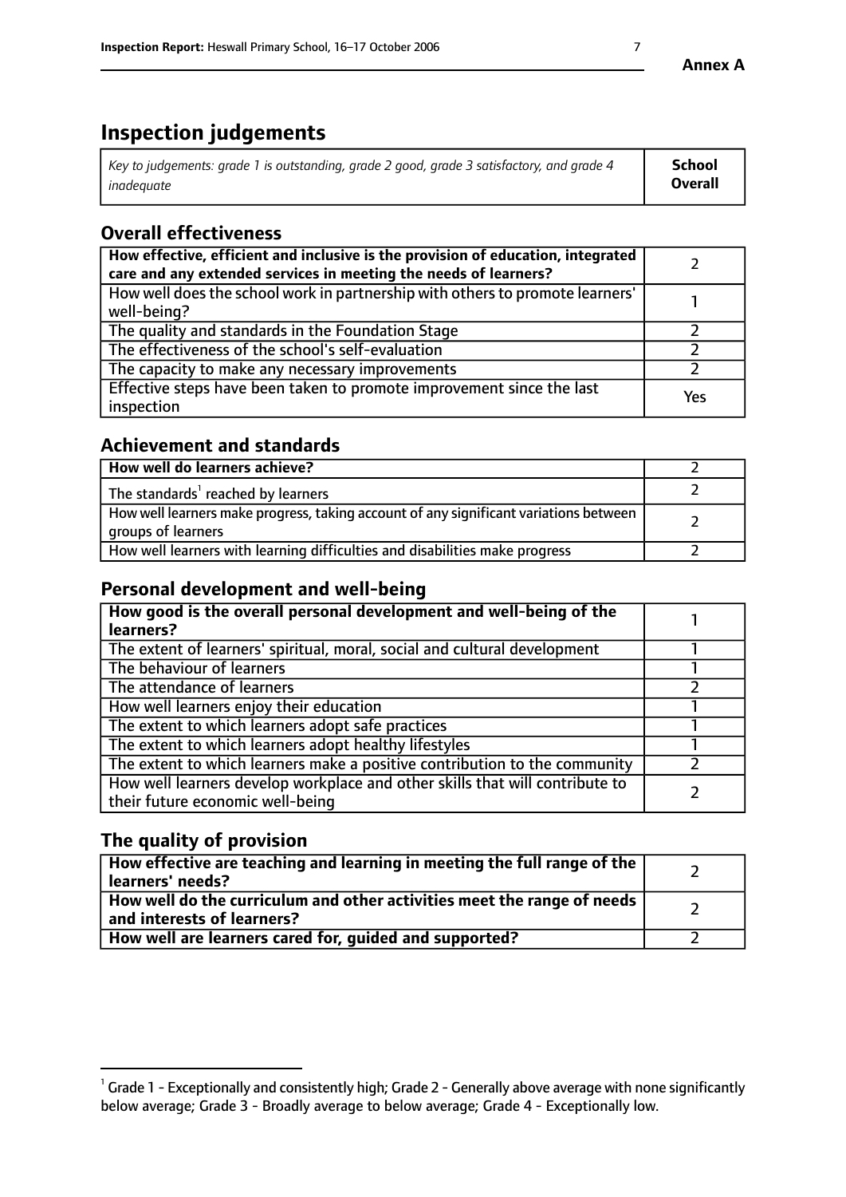**Annex A**

# Inspection judgements

| *Key to judgements: grade 1 is outstanding, grade 2 good, grade 3 satisfactory, and grade 4 inadequate* | **School Overall** |
|---|---|

## Overall effectiveness

| | |
|---|---|
| **How effective, efficient and inclusive is the provision of education, integrated care and any extended services in meeting the needs of learners?** | 2 |
| How well does the school work in partnership with others to promote learners' well-being? | 1 |
| The quality and standards in the Foundation Stage | 2 |
| The effectiveness of the school's self-evaluation | 2 |
| The capacity to make any necessary improvements | 2 |
| Effective steps have been taken to promote improvement since the last inspection | Yes |

## Achievement and standards

| | |
|---|---|
| **How well do learners achieve?** | 2 |
| The standards[1] reached by learners | 2 |
| How well learners make progress, taking account of any significant variations between groups of learners | 2 |
| How well learners with learning difficulties and disabilities make progress | 2 |

## Personal development and well-being

| | |
|---|---|
| **How good is the overall personal development and well-being of the learners?** | 1 |
| The extent of learners' spiritual, moral, social and cultural development | 1 |
| The behaviour of learners | 1 |
| The attendance of learners | 2 |
| How well learners enjoy their education | 1 |
| The extent to which learners adopt safe practices | 1 |
| The extent to which learners adopt healthy lifestyles | 1 |
| The extent to which learners make a positive contribution to the community | 2 |
| How well learners develop workplace and other skills that will contribute to their future economic well-being | 2 |

## The quality of provision

| | |
|---|---|
| **How effective are teaching and learning in meeting the full range of the learners' needs?** | 2 |
| **How well do the curriculum and other activities meet the range of needs and interests of learners?** | 2 |
| **How well are learners cared for, guided and supported?** | 2 |

[1] Grade 1 - Exceptionally and consistently high; Grade 2 - Generally above average with none significantly below average; Grade 3 - Broadly average to below average; Grade 4 - Exceptionally low.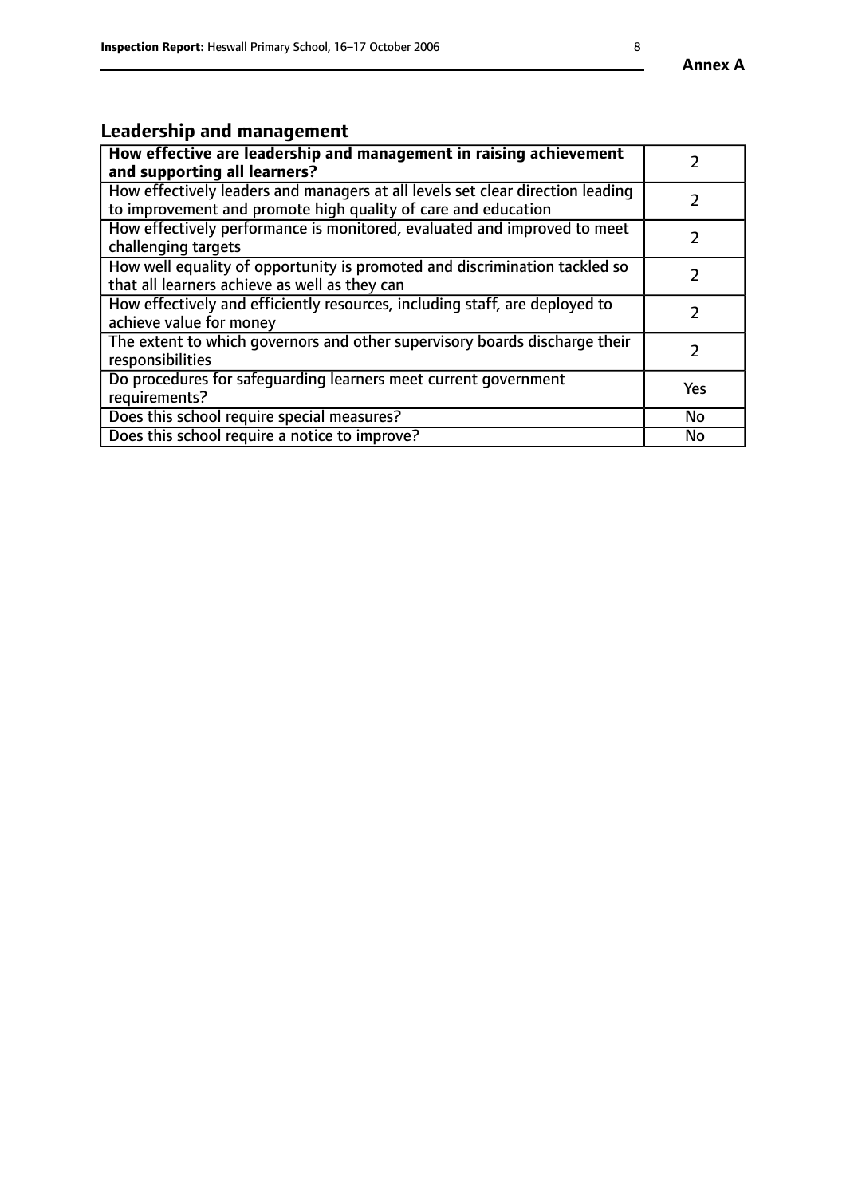## Leadership and management

| **How effective are leadership and management in raising achievement and supporting all learners?** | 2 |
| --- | --- |
| How effectively leaders and managers at all levels set clear direction leading to improvement and promote high quality of care and education | 2 |
| How effectively performance is monitored, evaluated and improved to meet challenging targets | 2 |
| How well equality of opportunity is promoted and discrimination tackled so that all learners achieve as well as they can | 2 |
| How effectively and efficiently resources, including staff, are deployed to achieve value for money | 2 |
| The extent to which governors and other supervisory boards discharge their responsibilities | 2 |
| Do procedures for safeguarding learners meet current government requirements? | Yes |
| Does this school require special measures? | No |
| Does this school require a notice to improve? | No |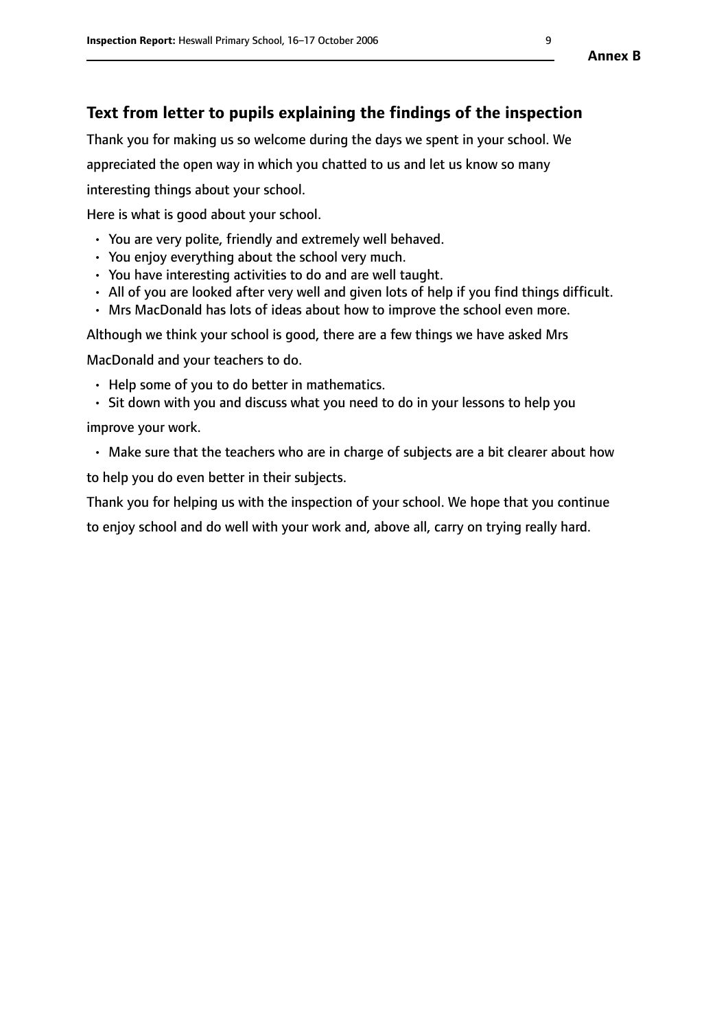## Text from letter to pupils explaining the findings of the inspection

Thank you for making us so welcome during the days we spent in your school. We appreciated the open way in which you chatted to us and let us know so many interesting things about your school.

Here is what is good about your school.

- You are very polite, friendly and extremely well behaved.
- You enjoy everything about the school very much.
- You have interesting activities to do and are well taught.
- All of you are looked after very well and given lots of help if you find things difficult.
- Mrs MacDonald has lots of ideas about how to improve the school even more.

Although we think your school is good, there are a few things we have asked Mrs MacDonald and your teachers to do.

- Help some of you to do better in mathematics.
- Sit down with you and discuss what you need to do in your lessons to help you improve your work.
- Make sure that the teachers who are in charge of subjects are a bit clearer about how to help you do even better in their subjects.

Thank you for helping us with the inspection of your school. We hope that you continue to enjoy school and do well with your work and, above all, carry on trying really hard.